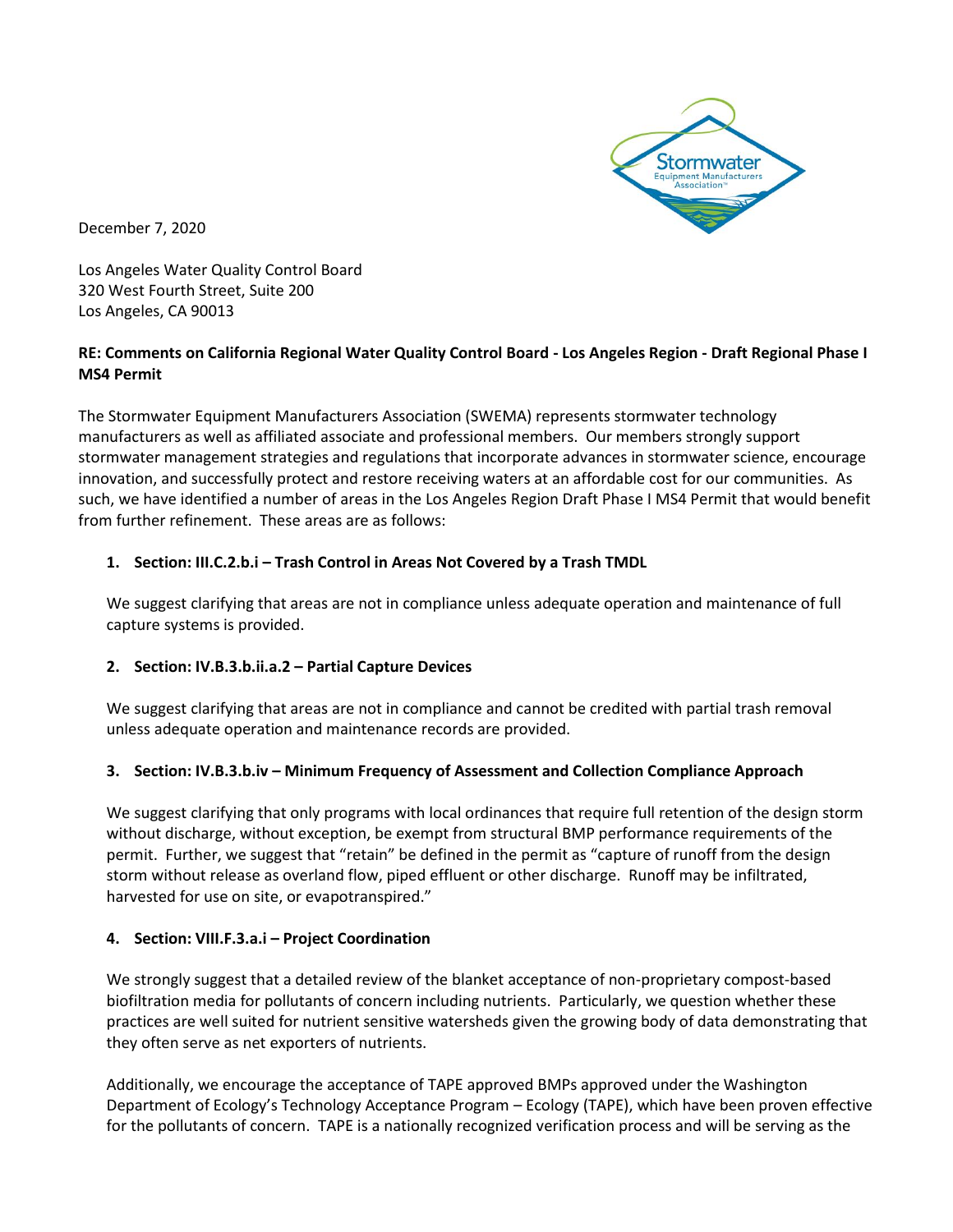December 7, 2020

Los Angeles Water Quality Control Board
320 West Fourth Street, Suite 200
Los Angeles, CA 90013

**RE: Comments on California Regional Water Quality Control Board - Los Angeles Region - Draft Regional Phase I MS4 Permit**

The Stormwater Equipment Manufacturers Association (SWEMA) represents stormwater technology manufacturers as well as affiliated associate and professional members. Our members strongly support stormwater management strategies and regulations that incorporate advances in stormwater science, encourage innovation, and successfully protect and restore receiving waters at an affordable cost for our communities. As such, we have identified a number of areas in the Los Angeles Region Draft Phase I MS4 Permit that would benefit from further refinement. These areas are as follows:

1. **Section: III.C.2.b.i – Trash Control in Areas Not Covered by a Trash TMDL**

   We suggest clarifying that areas are not in compliance unless adequate operation and maintenance of full capture systems is provided.

2. **Section: IV.B.3.b.ii.a.2 – Partial Capture Devices**

   We suggest clarifying that areas are not in compliance and cannot be credited with partial trash removal unless adequate operation and maintenance records are provided.

3. **Section: IV.B.3.b.iv – Minimum Frequency of Assessment and Collection Compliance Approach**

   We suggest clarifying that only programs with local ordinances that require full retention of the design storm without discharge, without exception, be exempt from structural BMP performance requirements of the permit. Further, we suggest that "retain" be defined in the permit as "capture of runoff from the design storm without release as overland flow, piped effluent or other discharge. Runoff may be infiltrated, harvested for use on site, or evapotranspired."

4. **Section: VIII.F.3.a.i – Project Coordination**

   We strongly suggest that a detailed review of the blanket acceptance of non-proprietary compost-based biofiltration media for pollutants of concern including nutrients. Particularly, we question whether these practices are well suited for nutrient sensitive watersheds given the growing body of data demonstrating that they often serve as net exporters of nutrients.

   Additionally, we encourage the acceptance of TAPE approved BMPs approved under the Washington Department of Ecology's Technology Acceptance Program – Ecology (TAPE), which have been proven effective for the pollutants of concern. TAPE is a nationally recognized verification process and will be serving as the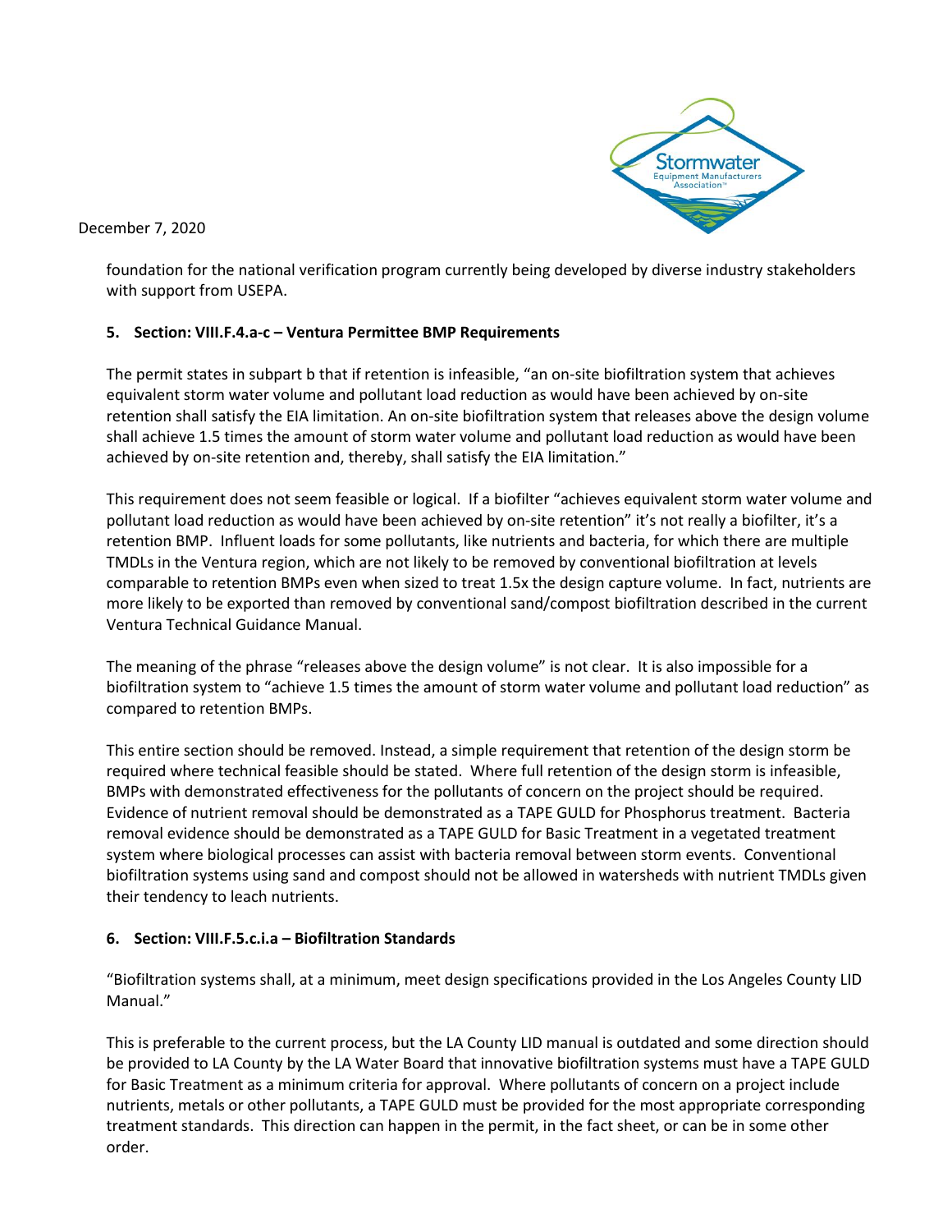December 7, 2020

foundation for the national verification program currently being developed by diverse industry stakeholders with support from USEPA.

**5. Section: VIII.F.4.a-c – Ventura Permittee BMP Requirements**

The permit states in subpart b that if retention is infeasible, "an on-site biofiltration system that achieves equivalent storm water volume and pollutant load reduction as would have been achieved by on-site retention shall satisfy the EIA limitation. An on-site biofiltration system that releases above the design volume shall achieve 1.5 times the amount of storm water volume and pollutant load reduction as would have been achieved by on-site retention and, thereby, shall satisfy the EIA limitation."

This requirement does not seem feasible or logical. If a biofilter "achieves equivalent storm water volume and pollutant load reduction as would have been achieved by on-site retention" it's not really a biofilter, it's a retention BMP. Influent loads for some pollutants, like nutrients and bacteria, for which there are multiple TMDLs in the Ventura region, which are not likely to be removed by conventional biofiltration at levels comparable to retention BMPs even when sized to treat 1.5x the design capture volume. In fact, nutrients are more likely to be exported than removed by conventional sand/compost biofiltration described in the current Ventura Technical Guidance Manual.

The meaning of the phrase "releases above the design volume" is not clear. It is also impossible for a biofiltration system to "achieve 1.5 times the amount of storm water volume and pollutant load reduction" as compared to retention BMPs.

This entire section should be removed. Instead, a simple requirement that retention of the design storm be required where technical feasible should be stated. Where full retention of the design storm is infeasible, BMPs with demonstrated effectiveness for the pollutants of concern on the project should be required. Evidence of nutrient removal should be demonstrated as a TAPE GULD for Phosphorus treatment. Bacteria removal evidence should be demonstrated as a TAPE GULD for Basic Treatment in a vegetated treatment system where biological processes can assist with bacteria removal between storm events. Conventional biofiltration systems using sand and compost should not be allowed in watersheds with nutrient TMDLs given their tendency to leach nutrients.

**6. Section: VIII.F.5.c.i.a – Biofiltration Standards**

"Biofiltration systems shall, at a minimum, meet design specifications provided in the Los Angeles County LID Manual."

This is preferable to the current process, but the LA County LID manual is outdated and some direction should be provided to LA County by the LA Water Board that innovative biofiltration systems must have a TAPE GULD for Basic Treatment as a minimum criteria for approval. Where pollutants of concern on a project include nutrients, metals or other pollutants, a TAPE GULD must be provided for the most appropriate corresponding treatment standards. This direction can happen in the permit, in the fact sheet, or can be in some other order.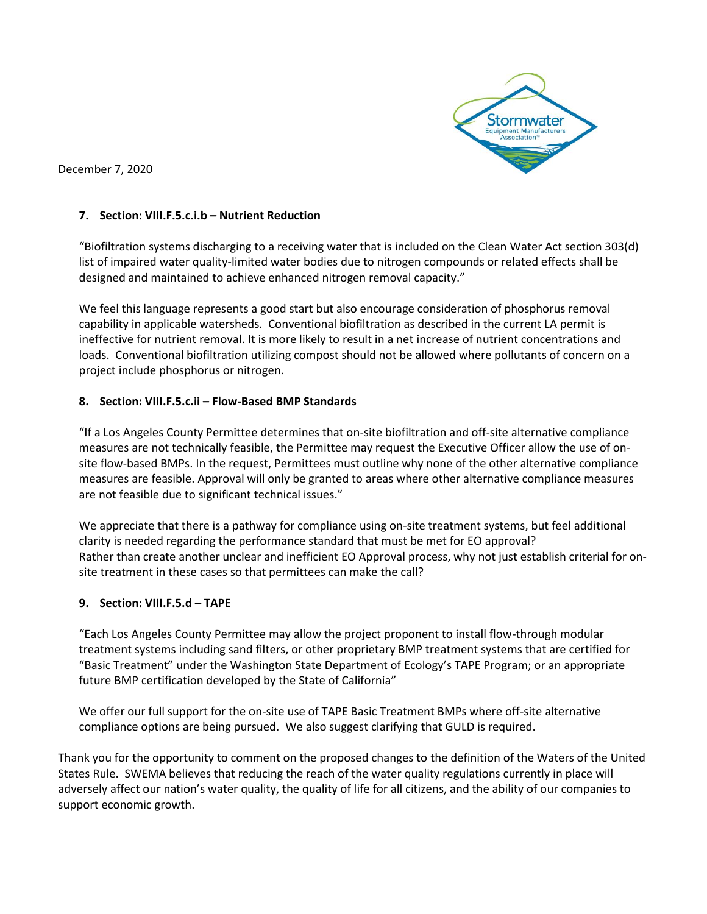December 7, 2020

### 7. Section: VIII.F.5.c.i.b – Nutrient Reduction

"Biofiltration systems discharging to a receiving water that is included on the Clean Water Act section 303(d) list of impaired water quality-limited water bodies due to nitrogen compounds or related effects shall be designed and maintained to achieve enhanced nitrogen removal capacity."

We feel this language represents a good start but also encourage consideration of phosphorus removal capability in applicable watersheds. Conventional biofiltration as described in the current LA permit is ineffective for nutrient removal. It is more likely to result in a net increase of nutrient concentrations and loads. Conventional biofiltration utilizing compost should not be allowed where pollutants of concern on a project include phosphorus or nitrogen.

### 8. Section: VIII.F.5.c.ii – Flow-Based BMP Standards

"If a Los Angeles County Permittee determines that on-site biofiltration and off-site alternative compliance measures are not technically feasible, the Permittee may request the Executive Officer allow the use of on-site flow-based BMPs. In the request, Permittees must outline why none of the other alternative compliance measures are feasible. Approval will only be granted to areas where other alternative compliance measures are not feasible due to significant technical issues."

We appreciate that there is a pathway for compliance using on-site treatment systems, but feel additional clarity is needed regarding the performance standard that must be met for EO approval?
Rather than create another unclear and inefficient EO Approval process, why not just establish criterial for on-site treatment in these cases so that permittees can make the call?

### 9. Section: VIII.F.5.d – TAPE

"Each Los Angeles County Permittee may allow the project proponent to install flow-through modular treatment systems including sand filters, or other proprietary BMP treatment systems that are certified for "Basic Treatment" under the Washington State Department of Ecology's TAPE Program; or an appropriate future BMP certification developed by the State of California"

We offer our full support for the on-site use of TAPE Basic Treatment BMPs where off-site alternative compliance options are being pursued. We also suggest clarifying that GULD is required.

Thank you for the opportunity to comment on the proposed changes to the definition of the Waters of the United States Rule. SWEMA believes that reducing the reach of the water quality regulations currently in place will adversely affect our nation's water quality, the quality of life for all citizens, and the ability of our companies to support economic growth.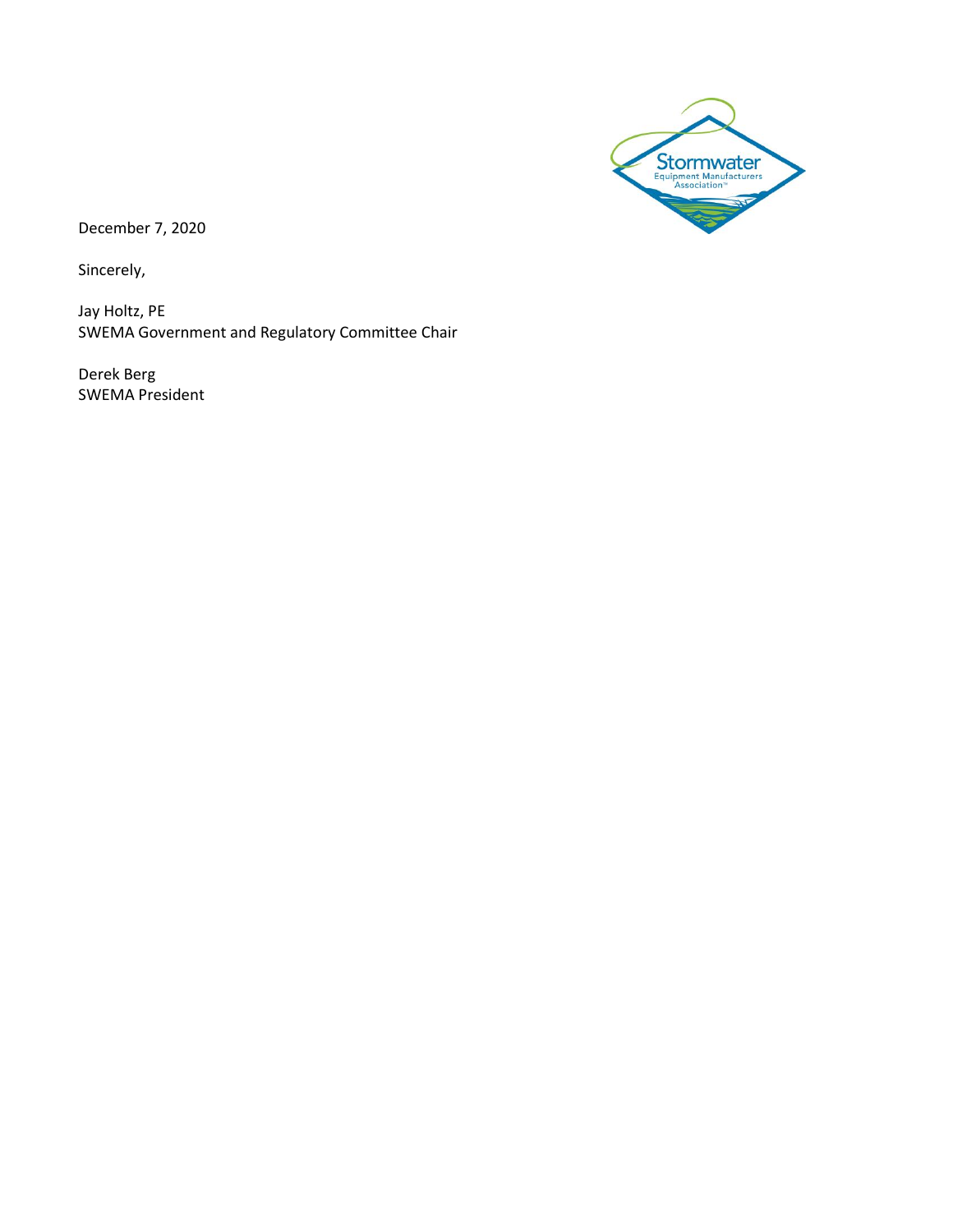December 7, 2020

Sincerely,

Jay Holtz, PE
SWEMA Government and Regulatory Committee Chair

Derek Berg
SWEMA President